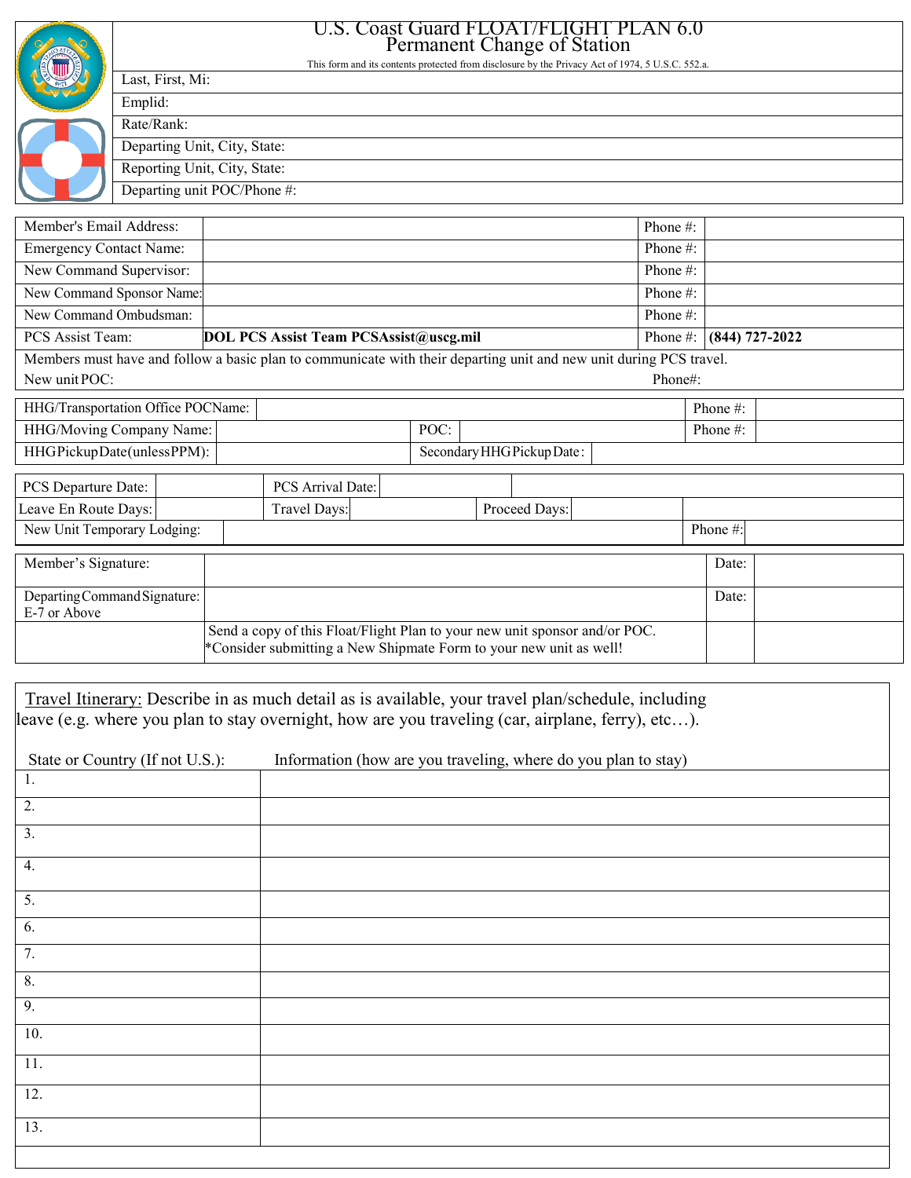# U.S. Coast Guard FLOAT/FLIGHT PLAN 6.0
## Permanent Change of Station

This form and its contents protected from disclosure by the Privacy Act of 1974, 5 U.S.C. 552.a.

| |
|---|
| Last, First, Mi: |
| Emplid: |
| Rate/Rank: |
| Departing Unit, City, State: |
| Reporting Unit, City, State: |
| Departing unit POC/Phone #: |

| | | | |
|---|---|---|---|
| Member's Email Address: | | Phone #: | |
| Emergency Contact Name: | | Phone #: | |
| New Command Supervisor: | | Phone #: | |
| New Command Sponsor Name: | | Phone #: | |
| New Command Ombudsman: | | Phone #: | |
| PCS Assist Team: | **DOL PCS Assist Team PCSAssist@uscg.mil** | Phone #: | **(844) 727-2022** |

Members must have and follow a basic plan to communicate with their departing unit and new unit during PCS travel.

New unit POC: Phone#:

| | | | | | |
|---|---|---|---|---|---|
| HHG/Transportation Office POC Name: | | | | Phone #: | |
| HHG/Moving Company Name: | | POC: | | Phone #: | |
| HHG Pickup Date (unless PPM): | | Secondary HHG Pickup Date: | | | |

| | | | | | |
|---|---|---|---|---|---|
| PCS Departure Date: | | PCS Arrival Date: | | | |
| Leave En Route Days: | | Travel Days: | | Proceed Days: | |
| New Unit Temporary Lodging: | | | | Phone #: | |

| | | | |
|---|---|---|---|
| Member's Signature: | | Date: | |
| Departing Command Signature: E-7 or Above | | Date: | |
| | Send a copy of this Float/Flight Plan to your new unit sponsor and/or POC. *Consider submitting a New Shipmate Form to your new unit as well! | | |

Travel Itinerary: Describe in as much detail as is available, your travel plan/schedule, including leave (e.g. where you plan to stay overnight, how are you traveling (car, airplane, ferry), etc…).

| State or Country (If not U.S.): | Information (how are you traveling, where do you plan to stay) |
|---|---|
| 1. | |
| 2. | |
| 3. | |
| 4. | |
| 5. | |
| 6. | |
| 7. | |
| 8. | |
| 9. | |
| 10. | |
| 11. | |
| 12. | |
| 13. | |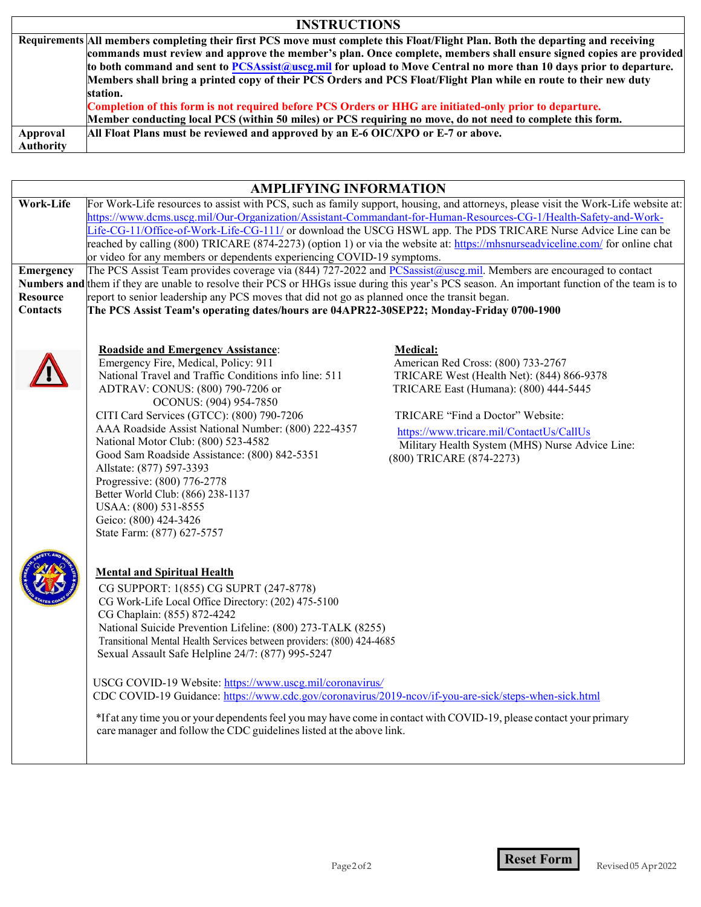## INSTRUCTIONS

| | |
|---|---|
| **Requirements** | **All members completing their first PCS move must complete this Float/Flight Plan. Both the departing and receiving commands must review and approve the member's plan. Once complete, members shall ensure signed copies are provided to both command and sent to [PCSAssist@uscg.mil](mailto:PCSAssist@uscg.mil) for upload to Move Central no more than 10 days prior to departure. Members shall bring a printed copy of their PCS Orders and PCS Float/Flight Plan while en route to their new duty station.** **Completion of this form is not required before PCS Orders or HHG are initiated-only prior to departure.** **Member conducting local PCS (within 50 miles) or PCS requiring no move, do not need to complete this form.** |
| **Approval Authority** | **All Float Plans must be reviewed and approved by an E-6 OIC/XPO or E-7 or above.** |

## AMPLIFYING INFORMATION

**Work-Life**

For Work-Life resources to assist with PCS, such as family support, housing, and attorneys, please visit the Work-Life website at: https://www.dcms.uscg.mil/Our-Organization/Assistant-Commandant-for-Human-Resources-CG-1/Health-Safety-and-Work-Life-CG-11/Office-of-Work-Life-CG-111/ or download the USCG HSWL app. The PDS TRICARE Nurse Advice Line can be reached by calling (800) TRICARE (874-2273) (option 1) or via the website at: https://mhsnurseadviceline.com/ for online chat or video for any members or dependents experiencing COVID-19 symptoms.

**Emergency Numbers and Resource Contacts**

The PCS Assist Team provides coverage via (844) 727-2022 and PCSassist@uscg.mil. Members are encouraged to contact them if they are unable to resolve their PCS or HHGs issue during this year's PCS season. An important function of the team is to report to senior leadership any PCS moves that did not go as planned once the transit began.
**The PCS Assist Team's operating dates/hours are 04APR22-30SEP22; Monday-Friday 0700-1900**

**Roadside and Emergency Assistance:**

Emergency Fire, Medical, Policy: 911
National Travel and Traffic Conditions info line: 511
ADTRAV: CONUS: (800) 790-7206 or
OCONUS: (904) 954-7850
CITI Card Services (GTCC): (800) 790-7206
AAA Roadside Assist National Number: (800) 222-4357
National Motor Club: (800) 523-4582
Good Sam Roadside Assistance: (800) 842-5351
Allstate: (877) 597-3393
Progressive: (800) 776-2778
Better World Club: (866) 238-1137
USAA: (800) 531-8555
Geico: (800) 424-3426
State Farm: (877) 627-5757

**Medical:**

American Red Cross: (800) 733-2767
TRICARE West (Health Net): (844) 866-9378
TRICARE East (Humana): (800) 444-5445

TRICARE "Find a Doctor" Website:
https://www.tricare.mil/ContactUs/CallUs
Military Health System (MHS) Nurse Advice Line:
(800) TRICARE (874-2273)

**Mental and Spiritual Health**

CG SUPPORT: 1(855) CG SUPRT (247-8778)
CG Work-Life Local Office Directory: (202) 475-5100
CG Chaplain: (855) 872-4242
National Suicide Prevention Lifeline: (800) 273-TALK (8255)
Transitional Mental Health Services between providers: (800) 424-4685
Sexual Assault Safe Helpline 24/7: (877) 995-5247

USCG COVID-19 Website: https://www.uscg.mil/coronavirus/
CDC COVID-19 Guidance: https://www.cdc.gov/coronavirus/2019-ncov/if-you-are-sick/steps-when-sick.html

*If at any time you or your dependents feel you may have come in contact with COVID-19, please contact your primary care manager and follow the CDC guidelines listed at the above link.

Reset Form

Revised 05 Apr 2022